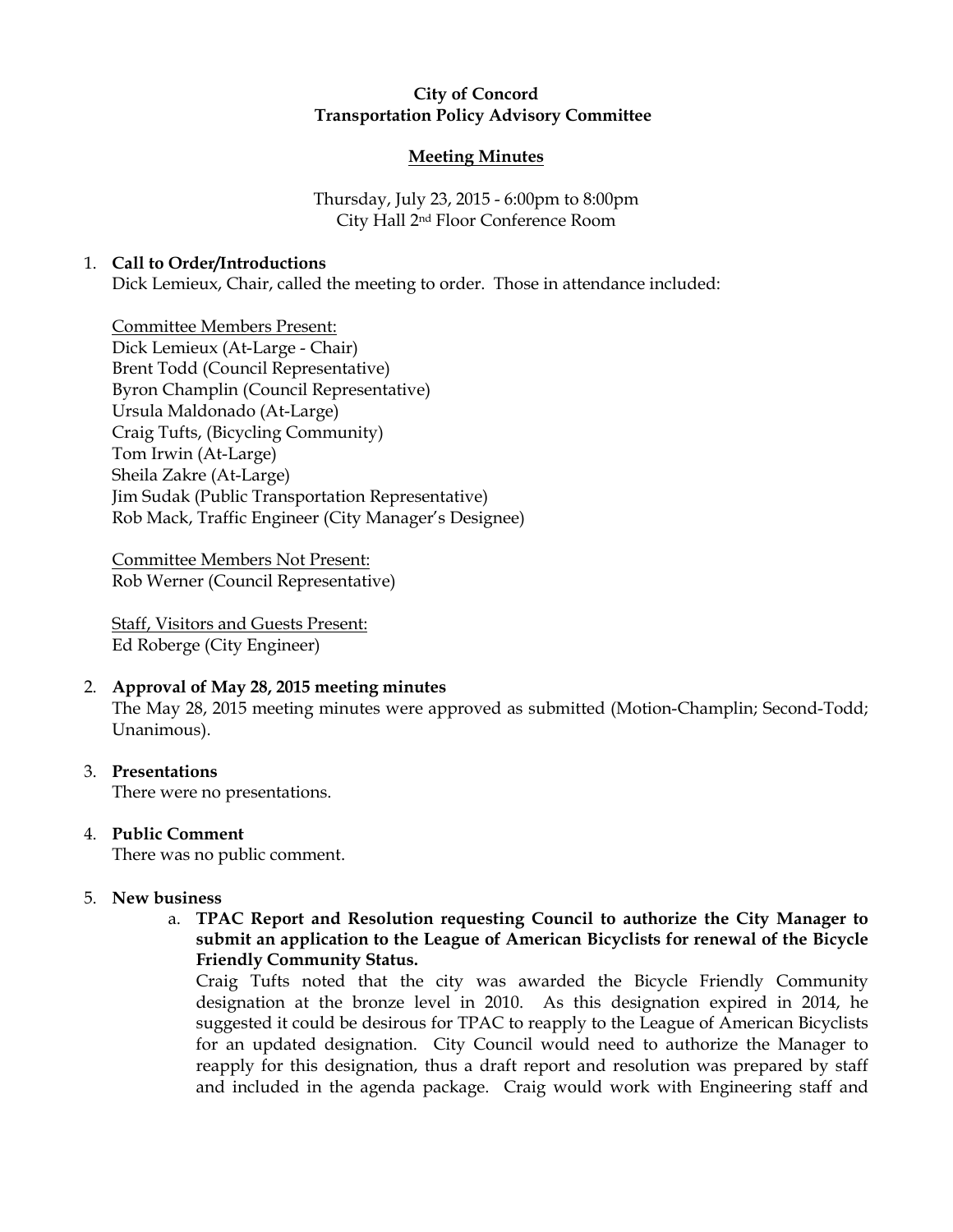**City of Concord**
**Transportation Policy Advisory Committee**

**Meeting Minutes**

Thursday, July 23, 2015 - 6:00pm to 8:00pm
City Hall 2nd Floor Conference Room

1. **Call to Order/Introductions**
   Dick Lemieux, Chair, called the meeting to order. Those in attendance included:

   Committee Members Present:
   Dick Lemieux (At-Large - Chair)
   Brent Todd (Council Representative)
   Byron Champlin (Council Representative)
   Ursula Maldonado (At-Large)
   Craig Tufts, (Bicycling Community)
   Tom Irwin (At-Large)
   Sheila Zakre (At-Large)
   Jim Sudak (Public Transportation Representative)
   Rob Mack, Traffic Engineer (City Manager's Designee)

   Committee Members Not Present:
   Rob Werner (Council Representative)

   Staff, Visitors and Guests Present:
   Ed Roberge (City Engineer)

2. **Approval of May 28, 2015 meeting minutes**
   The May 28, 2015 meeting minutes were approved as submitted (Motion-Champlin; Second-Todd; Unanimous).

3. **Presentations**
   There were no presentations.

4. **Public Comment**
   There was no public comment.

5. **New business**
   a. **TPAC Report and Resolution requesting Council to authorize the City Manager to submit an application to the League of American Bicyclists for renewal of the Bicycle Friendly Community Status.**
      Craig Tufts noted that the city was awarded the Bicycle Friendly Community designation at the bronze level in 2010. As this designation expired in 2014, he suggested it could be desirous for TPAC to reapply to the League of American Bicyclists for an updated designation. City Council would need to authorize the Manager to reapply for this designation, thus a draft report and resolution was prepared by staff and included in the agenda package. Craig would work with Engineering staff and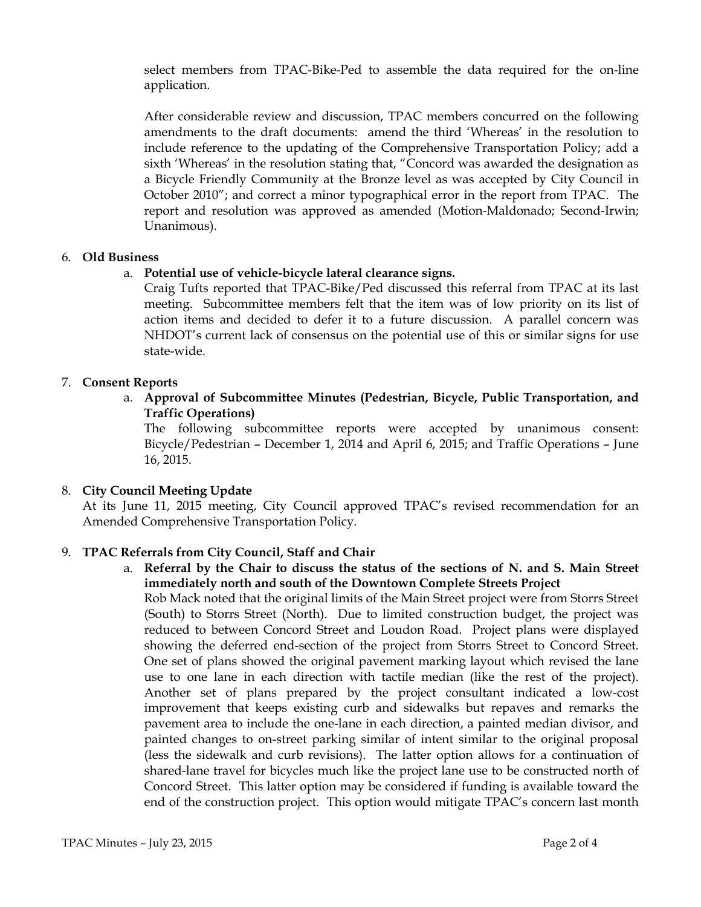select members from TPAC-Bike-Ped to assemble the data required for the on-line application.

After considerable review and discussion, TPAC members concurred on the following amendments to the draft documents: amend the third 'Whereas' in the resolution to include reference to the updating of the Comprehensive Transportation Policy; add a sixth 'Whereas' in the resolution stating that, "Concord was awarded the designation as a Bicycle Friendly Community at the Bronze level as was accepted by City Council in October 2010"; and correct a minor typographical error in the report from TPAC. The report and resolution was approved as amended (Motion-Maldonado; Second-Irwin; Unanimous).

6. **Old Business**

   a. **Potential use of vehicle-bicycle lateral clearance signs.**
   Craig Tufts reported that TPAC-Bike/Ped discussed this referral from TPAC at its last meeting. Subcommittee members felt that the item was of low priority on its list of action items and decided to defer it to a future discussion. A parallel concern was NHDOT's current lack of consensus on the potential use of this or similar signs for use state-wide.

7. **Consent Reports**

   a. **Approval of Subcommittee Minutes (Pedestrian, Bicycle, Public Transportation, and Traffic Operations)**
   The following subcommittee reports were accepted by unanimous consent: Bicycle/Pedestrian – December 1, 2014 and April 6, 2015; and Traffic Operations – June 16, 2015.

8. **City Council Meeting Update**

At its June 11, 2015 meeting, City Council approved TPAC's revised recommendation for an Amended Comprehensive Transportation Policy.

9. **TPAC Referrals from City Council, Staff and Chair**

   a. **Referral by the Chair to discuss the status of the sections of N. and S. Main Street immediately north and south of the Downtown Complete Streets Project**
   Rob Mack noted that the original limits of the Main Street project were from Storrs Street (South) to Storrs Street (North). Due to limited construction budget, the project was reduced to between Concord Street and Loudon Road. Project plans were displayed showing the deferred end-section of the project from Storrs Street to Concord Street. One set of plans showed the original pavement marking layout which revised the lane use to one lane in each direction with tactile median (like the rest of the project). Another set of plans prepared by the project consultant indicated a low-cost improvement that keeps existing curb and sidewalks but repaves and remarks the pavement area to include the one-lane in each direction, a painted median divisor, and painted changes to on-street parking similar of intent similar to the original proposal (less the sidewalk and curb revisions). The latter option allows for a continuation of shared-lane travel for bicycles much like the project lane use to be constructed north of Concord Street. This latter option may be considered if funding is available toward the end of the construction project. This option would mitigate TPAC's concern last month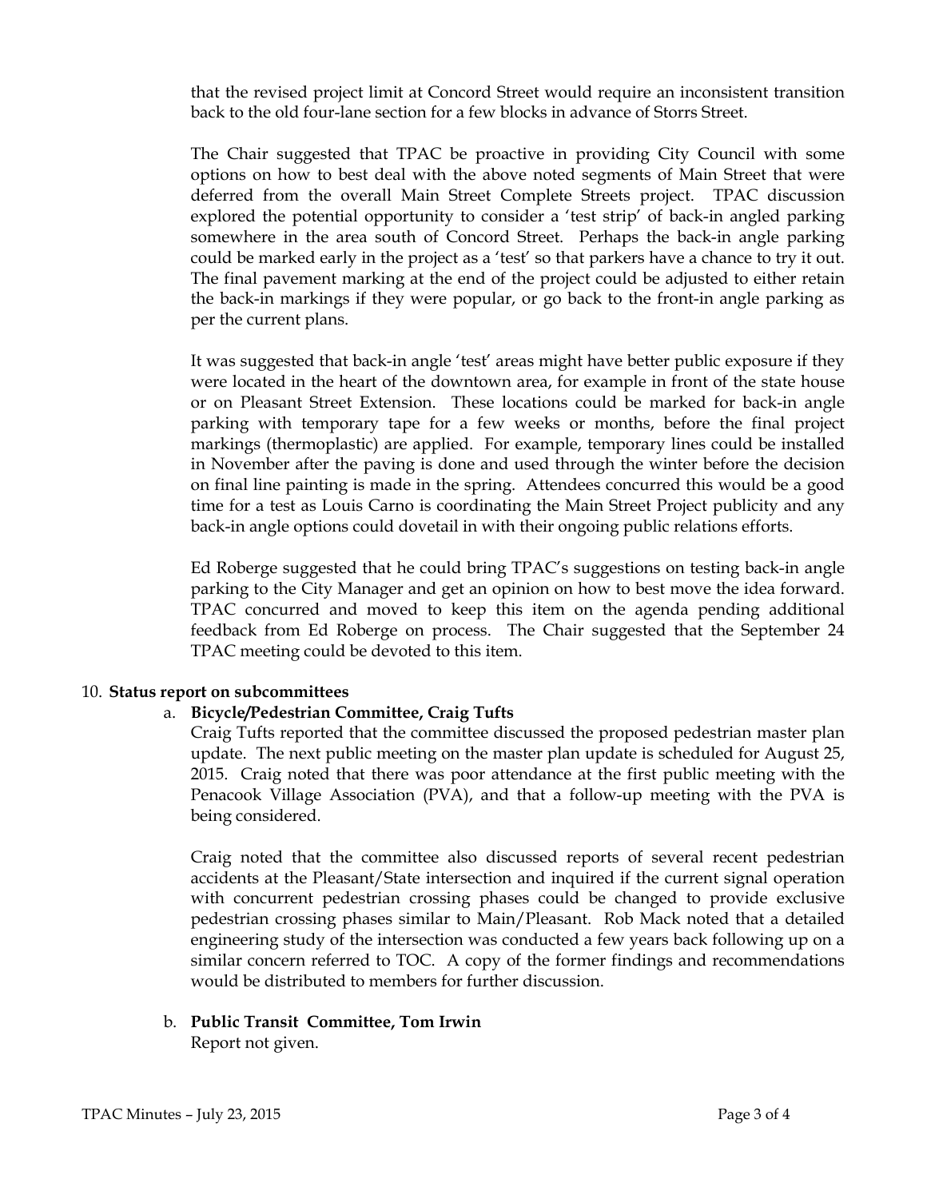that the revised project limit at Concord Street would require an inconsistent transition back to the old four-lane section for a few blocks in advance of Storrs Street.

The Chair suggested that TPAC be proactive in providing City Council with some options on how to best deal with the above noted segments of Main Street that were deferred from the overall Main Street Complete Streets project. TPAC discussion explored the potential opportunity to consider a 'test strip' of back-in angled parking somewhere in the area south of Concord Street. Perhaps the back-in angle parking could be marked early in the project as a 'test' so that parkers have a chance to try it out. The final pavement marking at the end of the project could be adjusted to either retain the back-in markings if they were popular, or go back to the front-in angle parking as per the current plans.

It was suggested that back-in angle 'test' areas might have better public exposure if they were located in the heart of the downtown area, for example in front of the state house or on Pleasant Street Extension. These locations could be marked for back-in angle parking with temporary tape for a few weeks or months, before the final project markings (thermoplastic) are applied. For example, temporary lines could be installed in November after the paving is done and used through the winter before the decision on final line painting is made in the spring. Attendees concurred this would be a good time for a test as Louis Carno is coordinating the Main Street Project publicity and any back-in angle options could dovetail in with their ongoing public relations efforts.

Ed Roberge suggested that he could bring TPAC's suggestions on testing back-in angle parking to the City Manager and get an opinion on how to best move the idea forward. TPAC concurred and moved to keep this item on the agenda pending additional feedback from Ed Roberge on process. The Chair suggested that the September 24 TPAC meeting could be devoted to this item.

10. **Status report on subcommittees**

   a. **Bicycle/Pedestrian Committee, Craig Tufts**

   Craig Tufts reported that the committee discussed the proposed pedestrian master plan update. The next public meeting on the master plan update is scheduled for August 25, 2015. Craig noted that there was poor attendance at the first public meeting with the Penacook Village Association (PVA), and that a follow-up meeting with the PVA is being considered.

   Craig noted that the committee also discussed reports of several recent pedestrian accidents at the Pleasant/State intersection and inquired if the current signal operation with concurrent pedestrian crossing phases could be changed to provide exclusive pedestrian crossing phases similar to Main/Pleasant. Rob Mack noted that a detailed engineering study of the intersection was conducted a few years back following up on a similar concern referred to TOC. A copy of the former findings and recommendations would be distributed to members for further discussion.

   b. **Public Transit Committee, Tom Irwin**

   Report not given.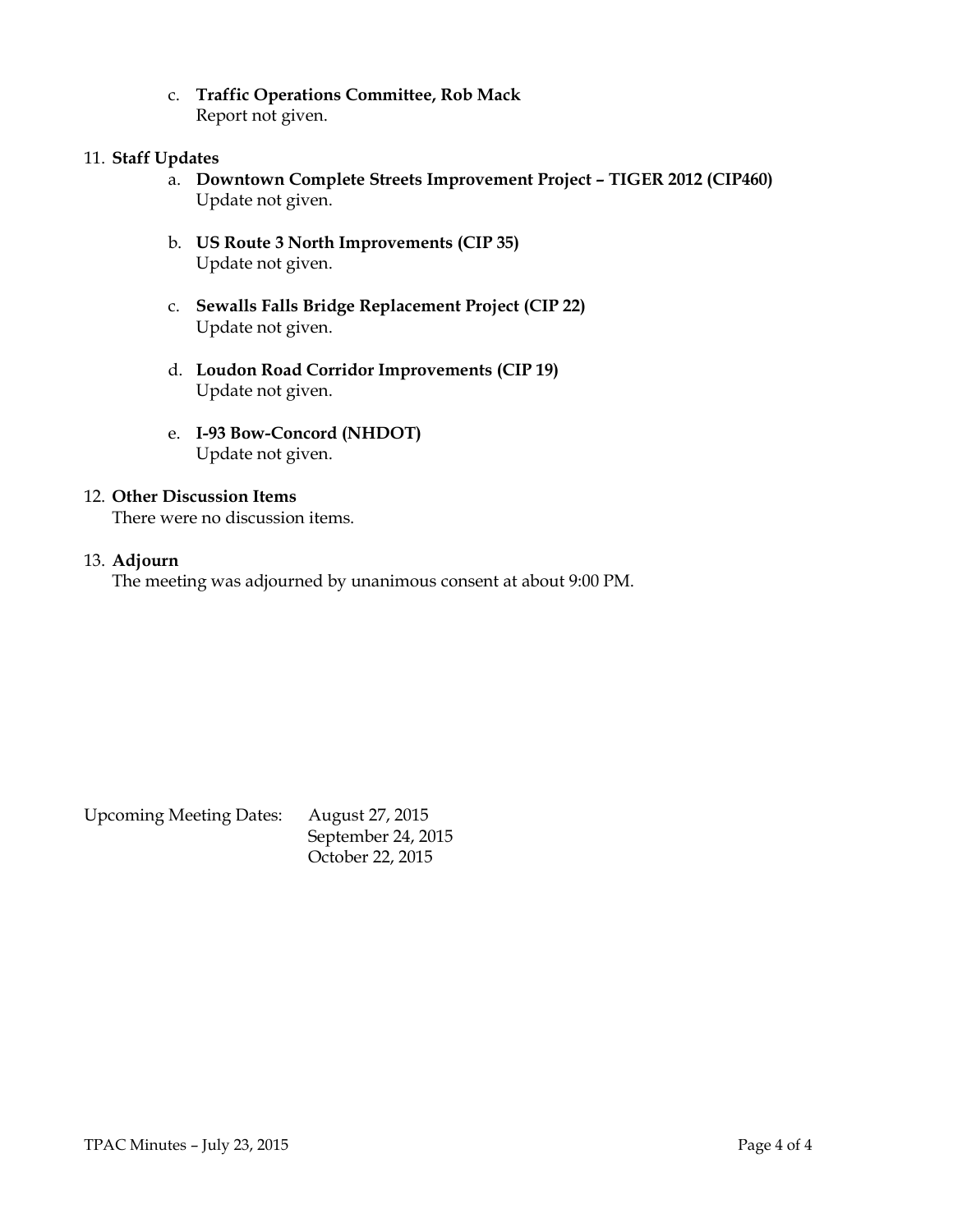c. **Traffic Operations Committee, Rob Mack**
   Report not given.

11. **Staff Updates**
    a. **Downtown Complete Streets Improvement Project – TIGER 2012 (CIP460)**
       Update not given.

    b. **US Route 3 North Improvements (CIP 35)**
       Update not given.

    c. **Sewalls Falls Bridge Replacement Project (CIP 22)**
       Update not given.

    d. **Loudon Road Corridor Improvements (CIP 19)**
       Update not given.

    e. **I-93 Bow-Concord (NHDOT)**
       Update not given.

12. **Other Discussion Items**
    There were no discussion items.

13. **Adjourn**
    The meeting was adjourned by unanimous consent at about 9:00 PM.

Upcoming Meeting Dates: August 27, 2015
September 24, 2015
October 22, 2015